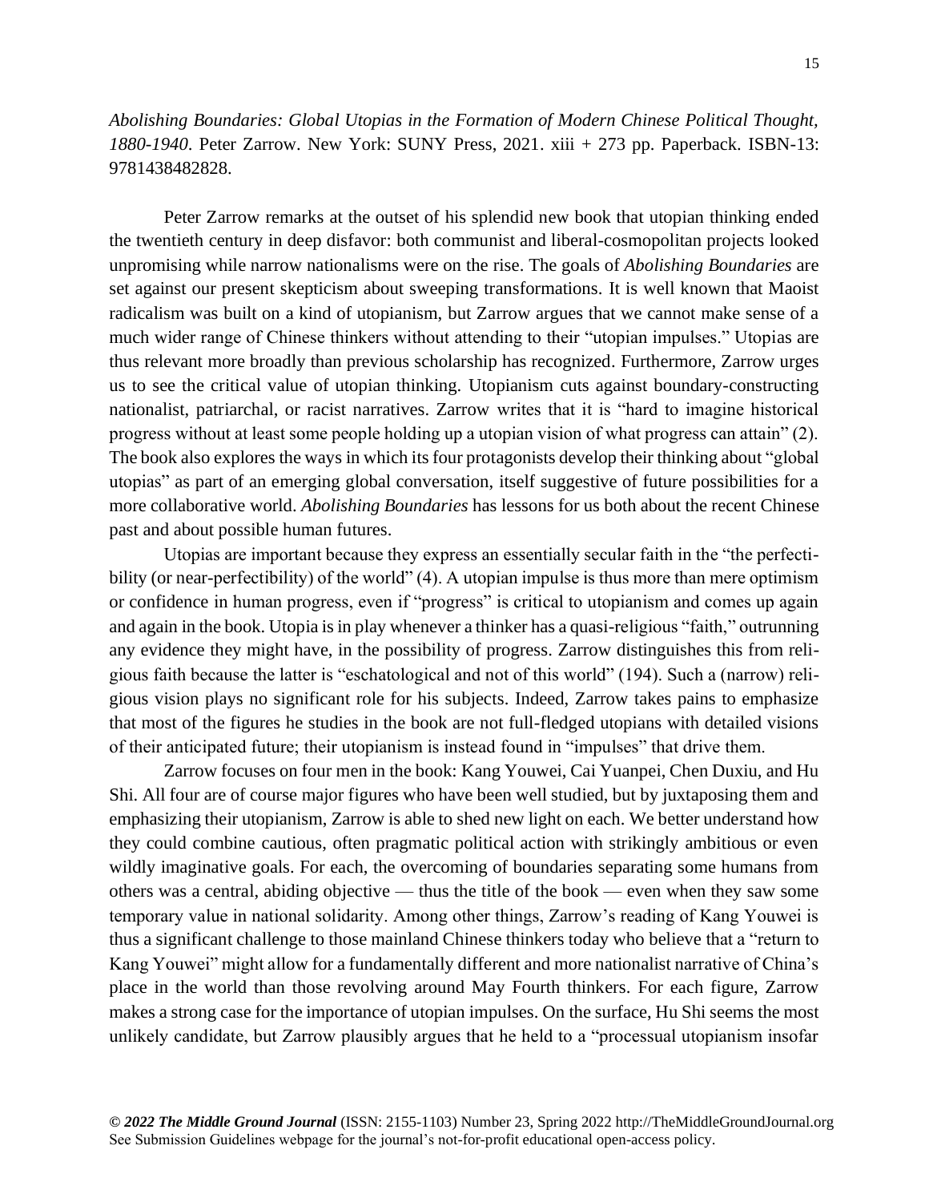*Abolishing Boundaries: Global Utopias in the Formation of Modern Chinese Political Thought, 1880-1940*. Peter Zarrow. New York: SUNY Press, 2021. xiii + 273 pp. Paperback. ISBN-13: 9781438482828.

Peter Zarrow remarks at the outset of his splendid new book that utopian thinking ended the twentieth century in deep disfavor: both communist and liberal-cosmopolitan projects looked unpromising while narrow nationalisms were on the rise. The goals of *Abolishing Boundaries* are set against our present skepticism about sweeping transformations. It is well known that Maoist radicalism was built on a kind of utopianism, but Zarrow argues that we cannot make sense of a much wider range of Chinese thinkers without attending to their "utopian impulses." Utopias are thus relevant more broadly than previous scholarship has recognized. Furthermore, Zarrow urges us to see the critical value of utopian thinking. Utopianism cuts against boundary-constructing nationalist, patriarchal, or racist narratives. Zarrow writes that it is "hard to imagine historical progress without at least some people holding up a utopian vision of what progress can attain" (2). The book also explores the ways in which its four protagonists develop their thinking about "global utopias" as part of an emerging global conversation, itself suggestive of future possibilities for a more collaborative world. *Abolishing Boundaries* has lessons for us both about the recent Chinese past and about possible human futures.

Utopias are important because they express an essentially secular faith in the "the perfectibility (or near-perfectibility) of the world" (4). A utopian impulse is thus more than mere optimism or confidence in human progress, even if "progress" is critical to utopianism and comes up again and again in the book. Utopia is in play whenever a thinker has a quasi-religious "faith," outrunning any evidence they might have, in the possibility of progress. Zarrow distinguishes this from religious faith because the latter is "eschatological and not of this world" (194). Such a (narrow) religious vision plays no significant role for his subjects. Indeed, Zarrow takes pains to emphasize that most of the figures he studies in the book are not full-fledged utopians with detailed visions of their anticipated future; their utopianism is instead found in "impulses" that drive them.

Zarrow focuses on four men in the book: Kang Youwei, Cai Yuanpei, Chen Duxiu, and Hu Shi. All four are of course major figures who have been well studied, but by juxtaposing them and emphasizing their utopianism, Zarrow is able to shed new light on each. We better understand how they could combine cautious, often pragmatic political action with strikingly ambitious or even wildly imaginative goals. For each, the overcoming of boundaries separating some humans from others was a central, abiding objective — thus the title of the book — even when they saw some temporary value in national solidarity. Among other things, Zarrow's reading of Kang Youwei is thus a significant challenge to those mainland Chinese thinkers today who believe that a "return to Kang Youwei" might allow for a fundamentally different and more nationalist narrative of China's place in the world than those revolving around May Fourth thinkers. For each figure, Zarrow makes a strong case for the importance of utopian impulses. On the surface, Hu Shi seems the most unlikely candidate, but Zarrow plausibly argues that he held to a "processual utopianism insofar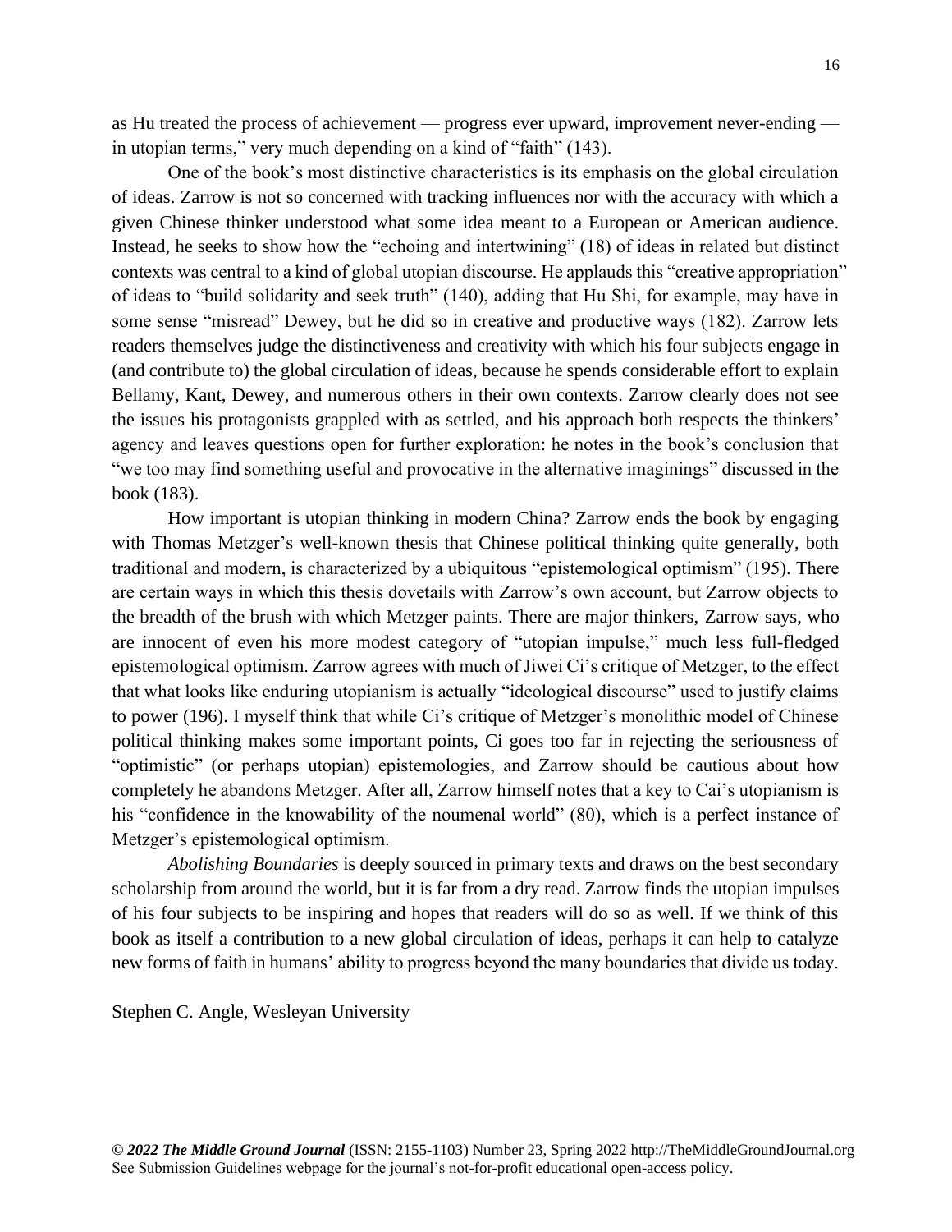as Hu treated the process of achievement — progress ever upward, improvement never-ending — in utopian terms," very much depending on a kind of "faith" (143).

One of the book's most distinctive characteristics is its emphasis on the global circulation of ideas. Zarrow is not so concerned with tracking influences nor with the accuracy with which a given Chinese thinker understood what some idea meant to a European or American audience. Instead, he seeks to show how the "echoing and intertwining" (18) of ideas in related but distinct contexts was central to a kind of global utopian discourse. He applauds this "creative appropriation" of ideas to "build solidarity and seek truth" (140), adding that Hu Shi, for example, may have in some sense "misread" Dewey, but he did so in creative and productive ways (182). Zarrow lets readers themselves judge the distinctiveness and creativity with which his four subjects engage in (and contribute to) the global circulation of ideas, because he spends considerable effort to explain Bellamy, Kant, Dewey, and numerous others in their own contexts. Zarrow clearly does not see the issues his protagonists grappled with as settled, and his approach both respects the thinkers' agency and leaves questions open for further exploration: he notes in the book's conclusion that "we too may find something useful and provocative in the alternative imaginings" discussed in the book (183).

How important is utopian thinking in modern China? Zarrow ends the book by engaging with Thomas Metzger's well-known thesis that Chinese political thinking quite generally, both traditional and modern, is characterized by a ubiquitous "epistemological optimism" (195). There are certain ways in which this thesis dovetails with Zarrow's own account, but Zarrow objects to the breadth of the brush with which Metzger paints. There are major thinkers, Zarrow says, who are innocent of even his more modest category of "utopian impulse," much less full-fledged epistemological optimism. Zarrow agrees with much of Jiwei Ci's critique of Metzger, to the effect that what looks like enduring utopianism is actually "ideological discourse" used to justify claims to power (196). I myself think that while Ci's critique of Metzger's monolithic model of Chinese political thinking makes some important points, Ci goes too far in rejecting the seriousness of "optimistic" (or perhaps utopian) epistemologies, and Zarrow should be cautious about how completely he abandons Metzger. After all, Zarrow himself notes that a key to Cai's utopianism is his "confidence in the knowability of the noumenal world" (80), which is a perfect instance of Metzger's epistemological optimism.

*Abolishing Boundaries* is deeply sourced in primary texts and draws on the best secondary scholarship from around the world, but it is far from a dry read. Zarrow finds the utopian impulses of his four subjects to be inspiring and hopes that readers will do so as well. If we think of this book as itself a contribution to a new global circulation of ideas, perhaps it can help to catalyze new forms of faith in humans' ability to progress beyond the many boundaries that divide us today.

Stephen C. Angle, Wesleyan University